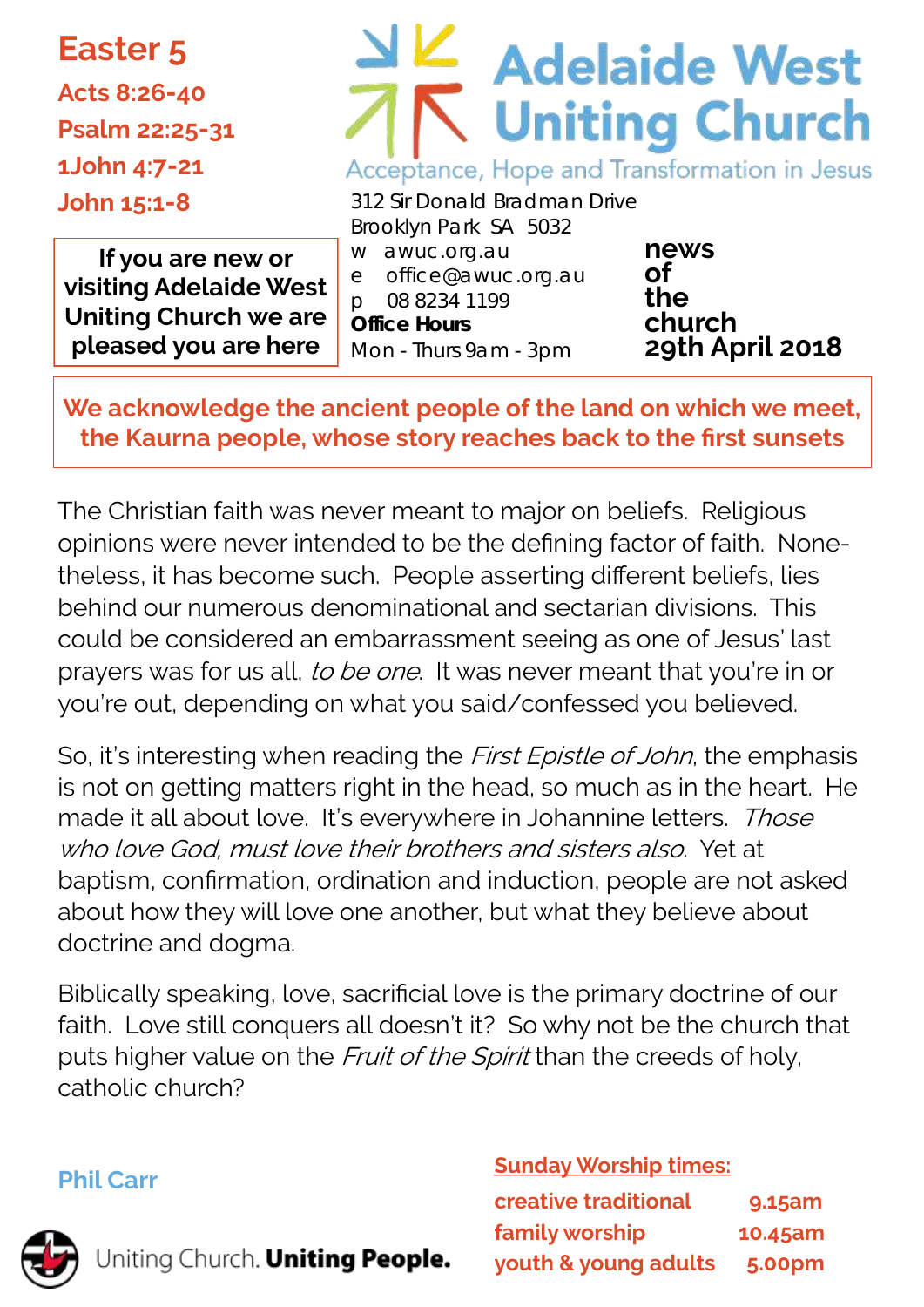# Easter 5

**Acts 8:26-40**
**Psalm 22:25-31**
**1John 4:7-21**
**John 15:1-8**

**If you are new or visiting Adelaide West Uniting Church we are pleased you are here**

# Adelaide West Uniting Church

Acceptance, Hope and Transformation in Jesus

312 Sir Donald Bradman Drive
Brooklyn Park SA 5032
w awuc.org.au
e office@awuc.org.au
p 08 8234 1199
**Office Hours**
Mon - Thurs 9am - 3pm

**news of the church**
**29th April 2018**

**We acknowledge the ancient people of the land on which we meet, the Kaurna people, whose story reaches back to the first sunsets**

The Christian faith was never meant to major on beliefs. Religious opinions were never intended to be the defining factor of faith. None-theless, it has become such. People asserting different beliefs, lies behind our numerous denominational and sectarian divisions. This could be considered an embarrassment seeing as one of Jesus' last prayers was for us all, *to be one*. It was never meant that you're in or you're out, depending on what you said/confessed you believed.

So, it's interesting when reading the *First Epistle of John*, the emphasis is not on getting matters right in the head, so much as in the heart. He made it all about love. It's everywhere in Johannine letters. *Those who love God, must love their brothers and sisters also.* Yet at baptism, confirmation, ordination and induction, people are not asked about how they will love one another, but what they believe about doctrine and dogma.

Biblically speaking, love, sacrificial love is the primary doctrine of our faith. Love still conquers all doesn't it? So why not be the church that puts higher value on the *Fruit of the Spirit* than the creeds of holy, catholic church?

**Phil Carr**

Uniting Church. **Uniting People.**

**Sunday Worship times:**

| | |
|---|---|
| creative traditional | 9.15am |
| family worship | 10.45am |
| youth & young adults | 5.00pm |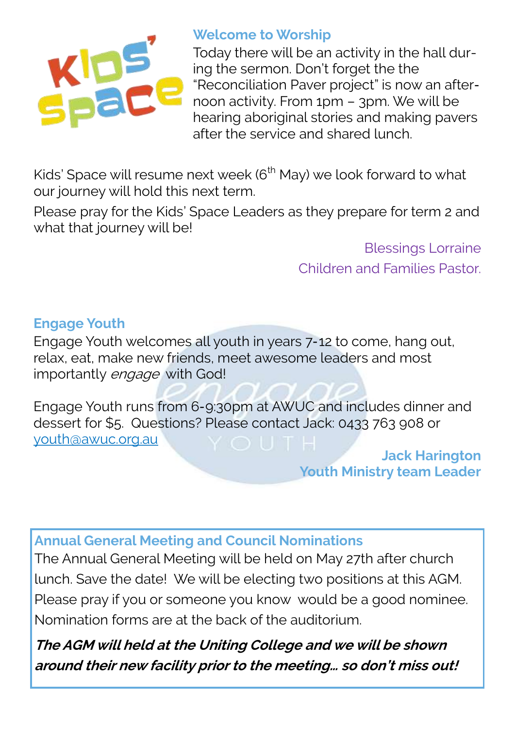## Welcome to Worship

Today there will be an activity in the hall during the sermon. Don't forget the the "Reconciliation Paver project" is now an afternoon activity. From 1pm – 3pm. We will be hearing aboriginal stories and making pavers after the service and shared lunch.

Kids' Space will resume next week (6th May) we look forward to what our journey will hold this next term.

Please pray for the Kids' Space Leaders as they prepare for term 2 and what that journey will be!

Blessings Lorraine
Children and Families Pastor.

## Engage Youth

Engage Youth welcomes all youth in years 7-12 to come, hang out, relax, eat, make new friends, meet awesome leaders and most importantly *engage* with God!

Engage Youth runs from 6-9:30pm at AWUC and includes dinner and dessert for $5. Questions? Please contact Jack: 0433 763 908 or youth@awuc.org.au

**Jack Harington**
**Youth Ministry team Leader**

## Annual General Meeting and Council Nominations

The Annual General Meeting will be held on May 27th after church lunch. Save the date! We will be electing two positions at this AGM. Please pray if you or someone you know would be a good nominee. Nomination forms are at the back of the auditorium.

***The AGM will held at the Uniting College and we will be shown around their new facility prior to the meeting… so don't miss out!***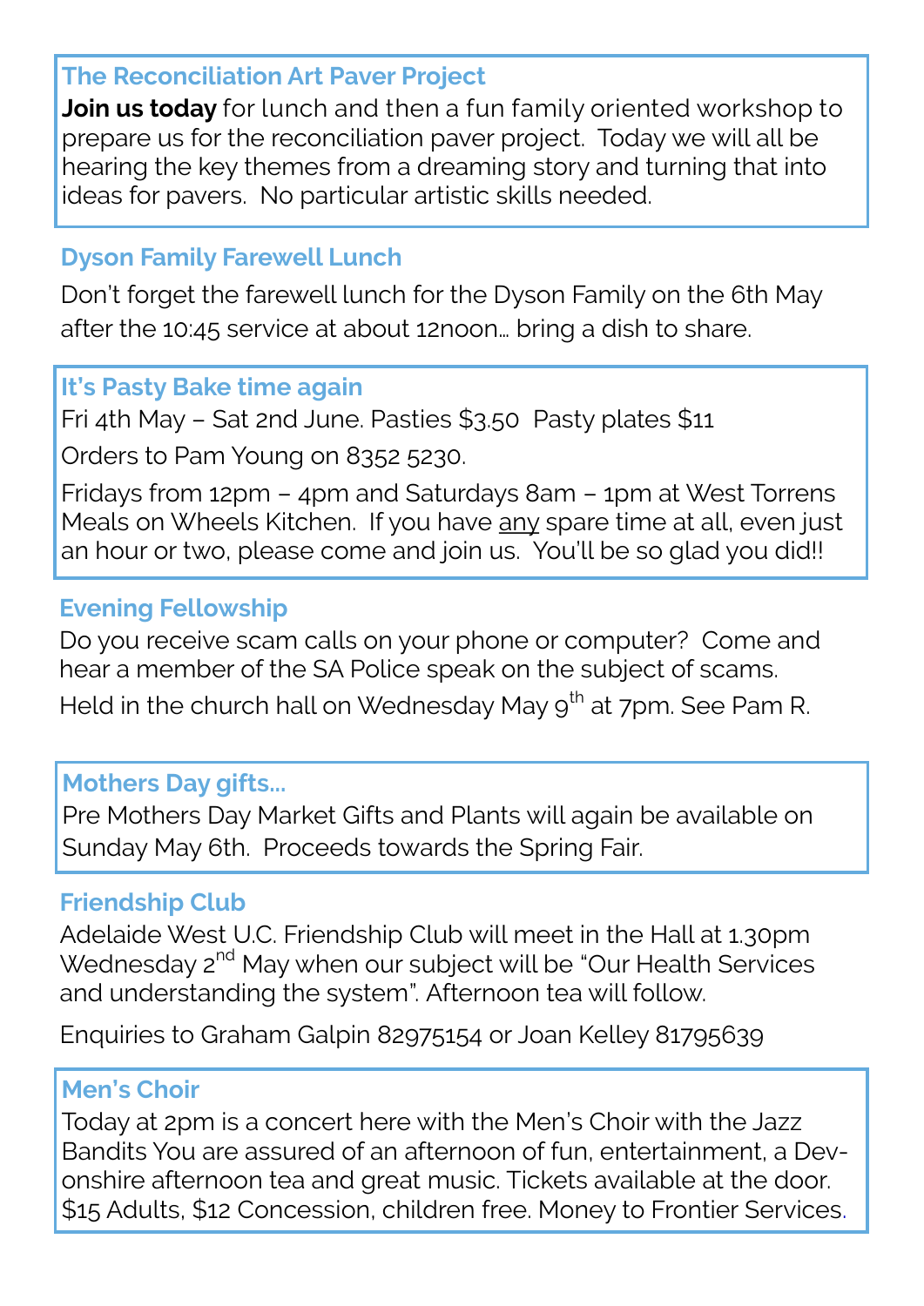### The Reconciliation Art Paver Project

**Join us today** for lunch and then a fun family oriented workshop to prepare us for the reconciliation paver project. Today we will all be hearing the key themes from a dreaming story and turning that into ideas for pavers. No particular artistic skills needed.

### Dyson Family Farewell Lunch

Don't forget the farewell lunch for the Dyson Family on the 6th May after the 10:45 service at about 12noon… bring a dish to share.

### It's Pasty Bake time again

Fri 4th May – Sat 2nd June. Pasties $3.50 Pasty plates $11

Orders to Pam Young on 8352 5230.

Fridays from 12pm – 4pm and Saturdays 8am – 1pm at West Torrens Meals on Wheels Kitchen. If you have <u>any</u> spare time at all, even just an hour or two, please come and join us. You'll be so glad you did!!

### Evening Fellowship

Do you receive scam calls on your phone or computer? Come and hear a member of the SA Police speak on the subject of scams.

Held in the church hall on Wednesday May 9th at 7pm. See Pam R.

### Mothers Day gifts…

Pre Mothers Day Market Gifts and Plants will again be available on Sunday May 6th. Proceeds towards the Spring Fair.

### Friendship Club

Adelaide West U.C. Friendship Club will meet in the Hall at 1.30pm Wednesday 2nd May when our subject will be "Our Health Services and understanding the system". Afternoon tea will follow.

Enquiries to Graham Galpin 82975154 or Joan Kelley 81795639

### Men's Choir

Today at 2pm is a concert here with the Men's Choir with the Jazz Bandits You are assured of an afternoon of fun, entertainment, a Devonshire afternoon tea and great music. Tickets available at the door. $15 Adults, $12 Concession, children free. Money to Frontier Services.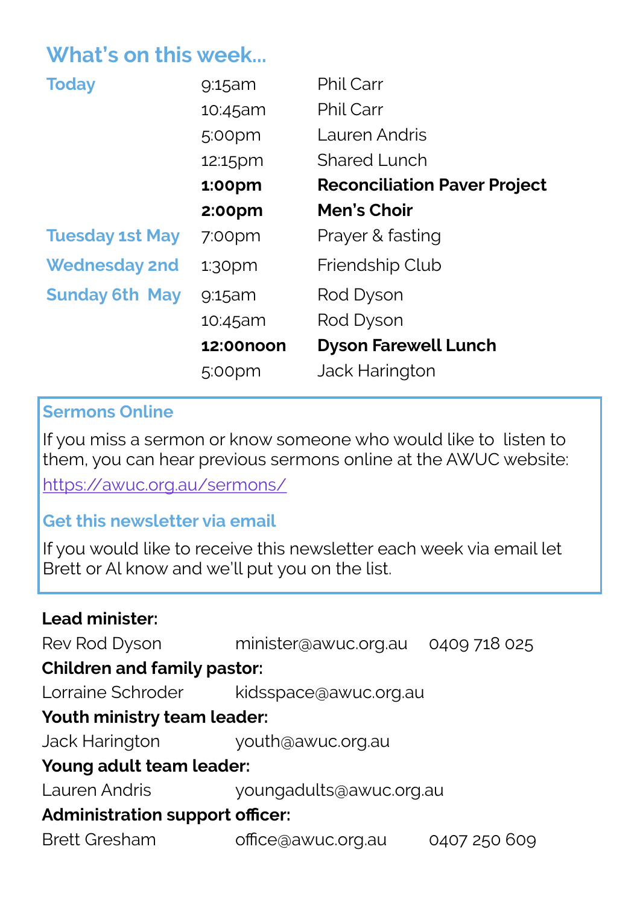## What's on this week...

| | | |
|---|---|---|
| **Today** | 9:15am | Phil Carr |
| | 10:45am | Phil Carr |
| | 5:00pm | Lauren Andris |
| | 12:15pm | Shared Lunch |
| | **1:00pm** | **Reconciliation Paver Project** |
| | **2:00pm** | **Men's Choir** |
| **Tuesday 1st May** | 7:00pm | Prayer & fasting |
| **Wednesday 2nd** | 1:30pm | Friendship Club |
| **Sunday 6th May** | 9:15am | Rod Dyson |
| | 10:45am | Rod Dyson |
| | **12:00noon** | **Dyson Farewell Lunch** |
| | 5:00pm | Jack Harington |

### Sermons Online

If you miss a sermon or know someone who would like to listen to them, you can hear previous sermons online at the AWUC website: https://awuc.org.au/sermons/

### Get this newsletter via email

If you would like to receive this newsletter each week via email let Brett or Al know and we'll put you on the list.

**Lead minister:**
Rev Rod Dyson minister@awuc.org.au 0409 718 025

**Children and family pastor:**
Lorraine Schroder kidsspace@awuc.org.au

**Youth ministry team leader:**
Jack Harington youth@awuc.org.au

**Young adult team leader:**
Lauren Andris youngadults@awuc.org.au

**Administration support officer:**
Brett Gresham office@awuc.org.au 0407 250 609